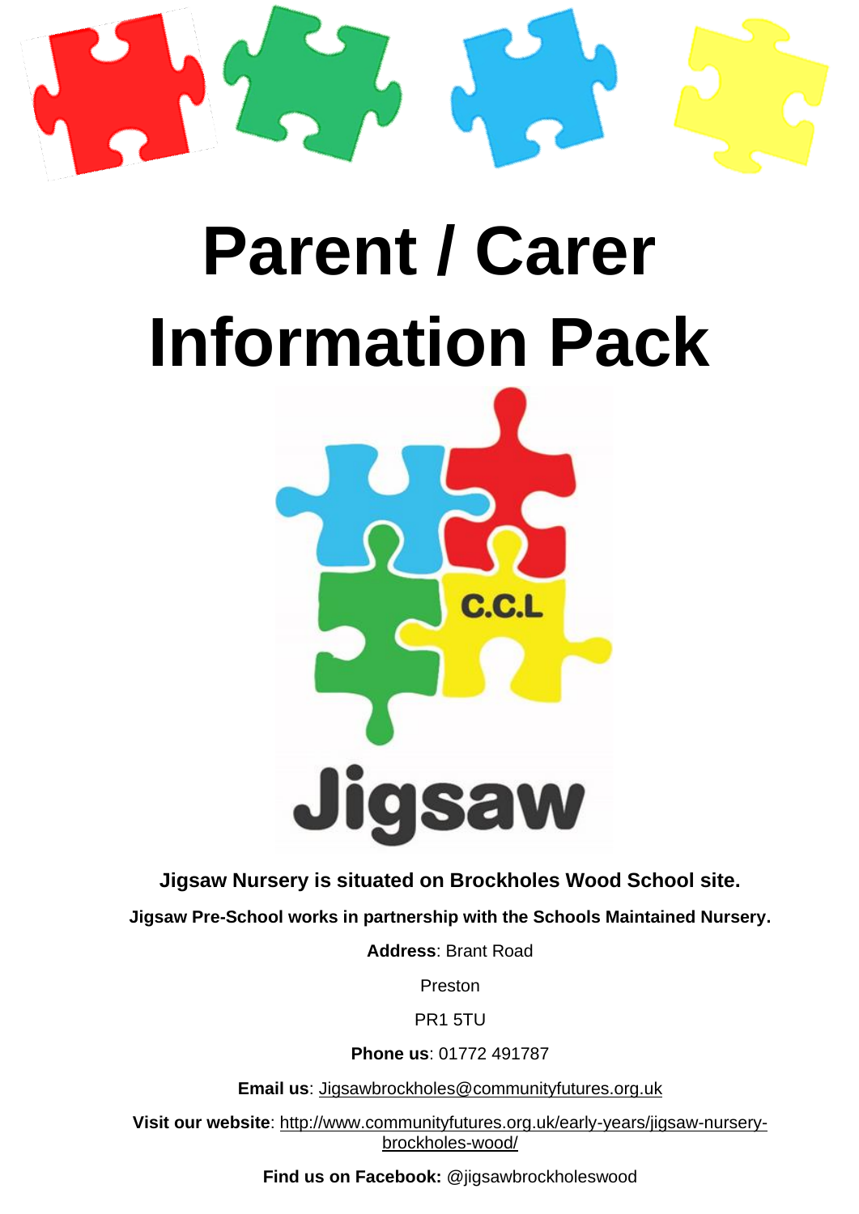# Parent / Carer Information Pack

**Jigsaw Nursery is situated on Brockholes Wood School site.**

**Jigsaw Pre-School works in partnership with the Schools Maintained Nursery.**

**Address**: Brant Road

Preston

PR1 5TU

**Phone us**: 01772 491787

**Email us**: Jigsawbrockholes@communityfutures.org.uk

**Visit our website**: http://www.communityfutures.org.uk/early-years/jigsaw-nursery-brockholes-wood/

**Find us on Facebook:** @jigsawbrockholeswood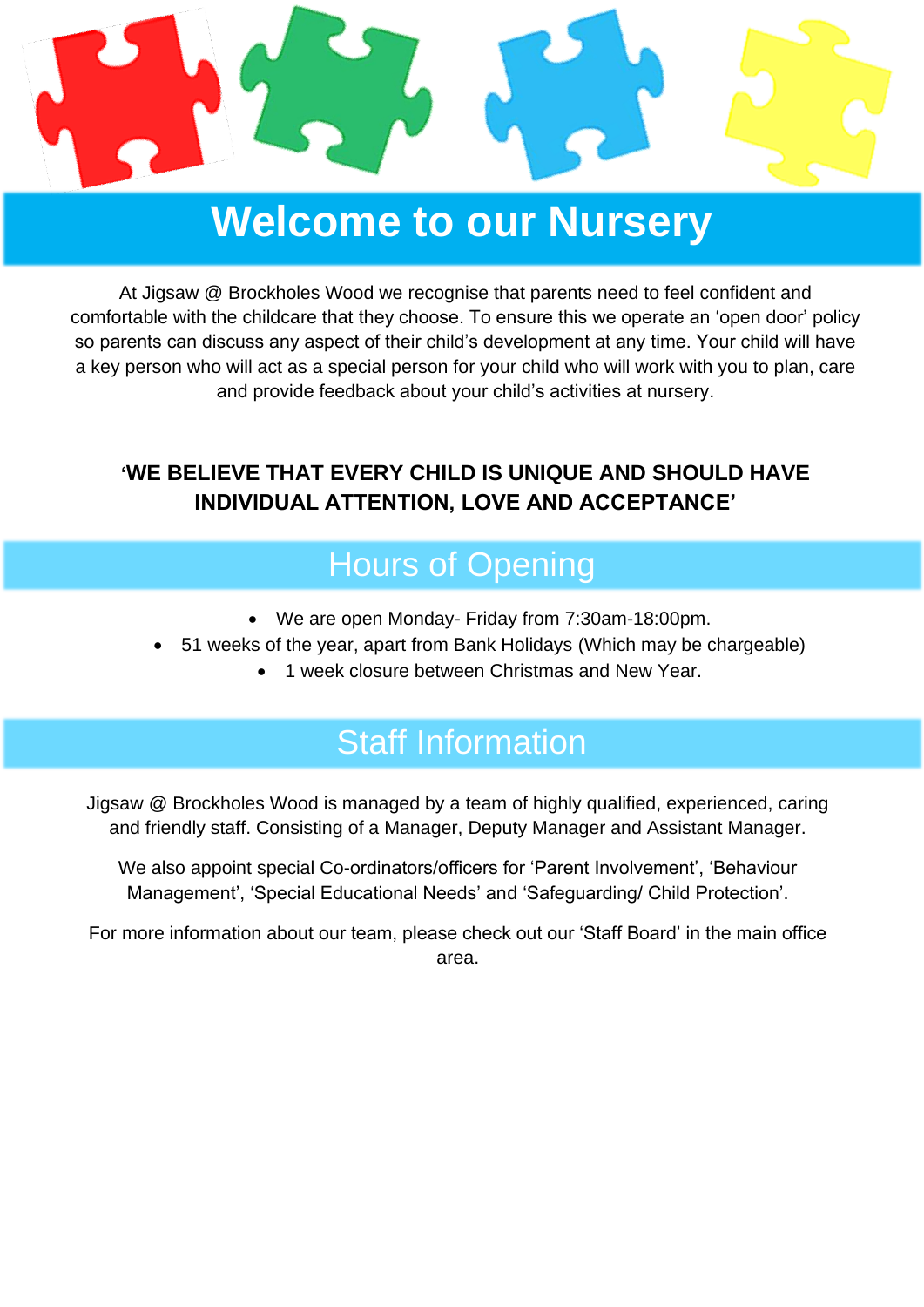# Welcome to our Nursery

At Jigsaw @ Brockholes Wood we recognise that parents need to feel confident and comfortable with the childcare that they choose. To ensure this we operate an 'open door' policy so parents can discuss any aspect of their child's development at any time. Your child will have a key person who will act as a special person for your child who will work with you to plan, care and provide feedback about your child's activities at nursery.

**'WE BELIEVE THAT EVERY CHILD IS UNIQUE AND SHOULD HAVE INDIVIDUAL ATTENTION, LOVE AND ACCEPTANCE'**

## Hours of Opening

- We are open Monday- Friday from 7:30am-18:00pm.
- 51 weeks of the year, apart from Bank Holidays (Which may be chargeable)
- 1 week closure between Christmas and New Year.

## Staff Information

Jigsaw @ Brockholes Wood is managed by a team of highly qualified, experienced, caring and friendly staff. Consisting of a Manager, Deputy Manager and Assistant Manager.

We also appoint special Co-ordinators/officers for 'Parent Involvement', 'Behaviour Management', 'Special Educational Needs' and 'Safeguarding/ Child Protection'.

For more information about our team, please check out our 'Staff Board' in the main office area.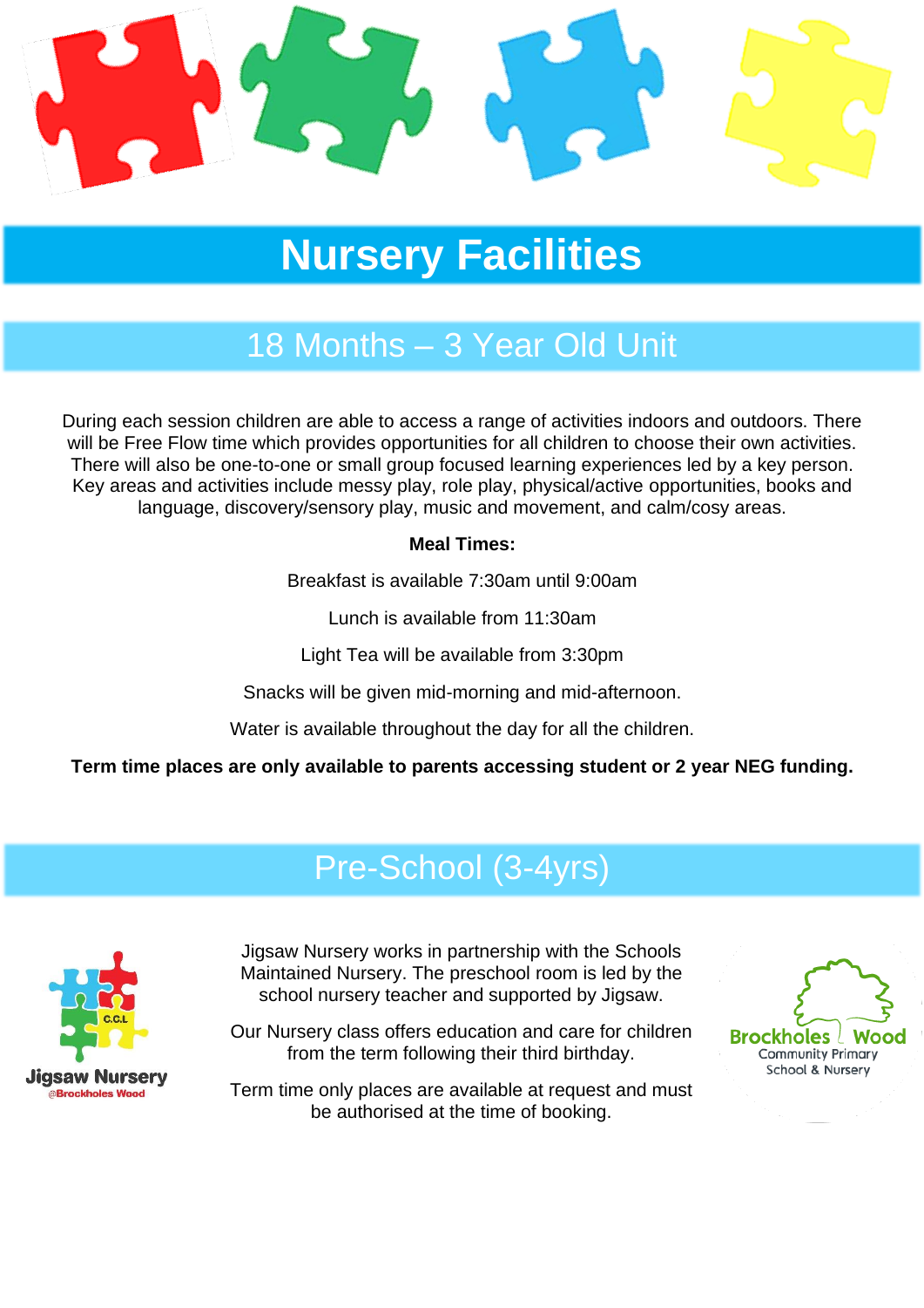# Nursery Facilities

## 18 Months – 3 Year Old Unit

During each session children are able to access a range of activities indoors and outdoors. There will be Free Flow time which provides opportunities for all children to choose their own activities. There will also be one-to-one or small group focused learning experiences led by a key person. Key areas and activities include messy play, role play, physical/active opportunities, books and language, discovery/sensory play, music and movement, and calm/cosy areas.

**Meal Times:**

Breakfast is available 7:30am until 9:00am

Lunch is available from 11:30am

Light Tea will be available from 3:30pm

Snacks will be given mid-morning and mid-afternoon.

Water is available throughout the day for all the children.

**Term time places are only available to parents accessing student or 2 year NEG funding.**

## Pre-School (3-4yrs)

Jigsaw Nursery works in partnership with the Schools Maintained Nursery. The preschool room is led by the school nursery teacher and supported by Jigsaw.

Our Nursery class offers education and care for children from the term following their third birthday.

Term time only places are available at request and must be authorised at the time of booking.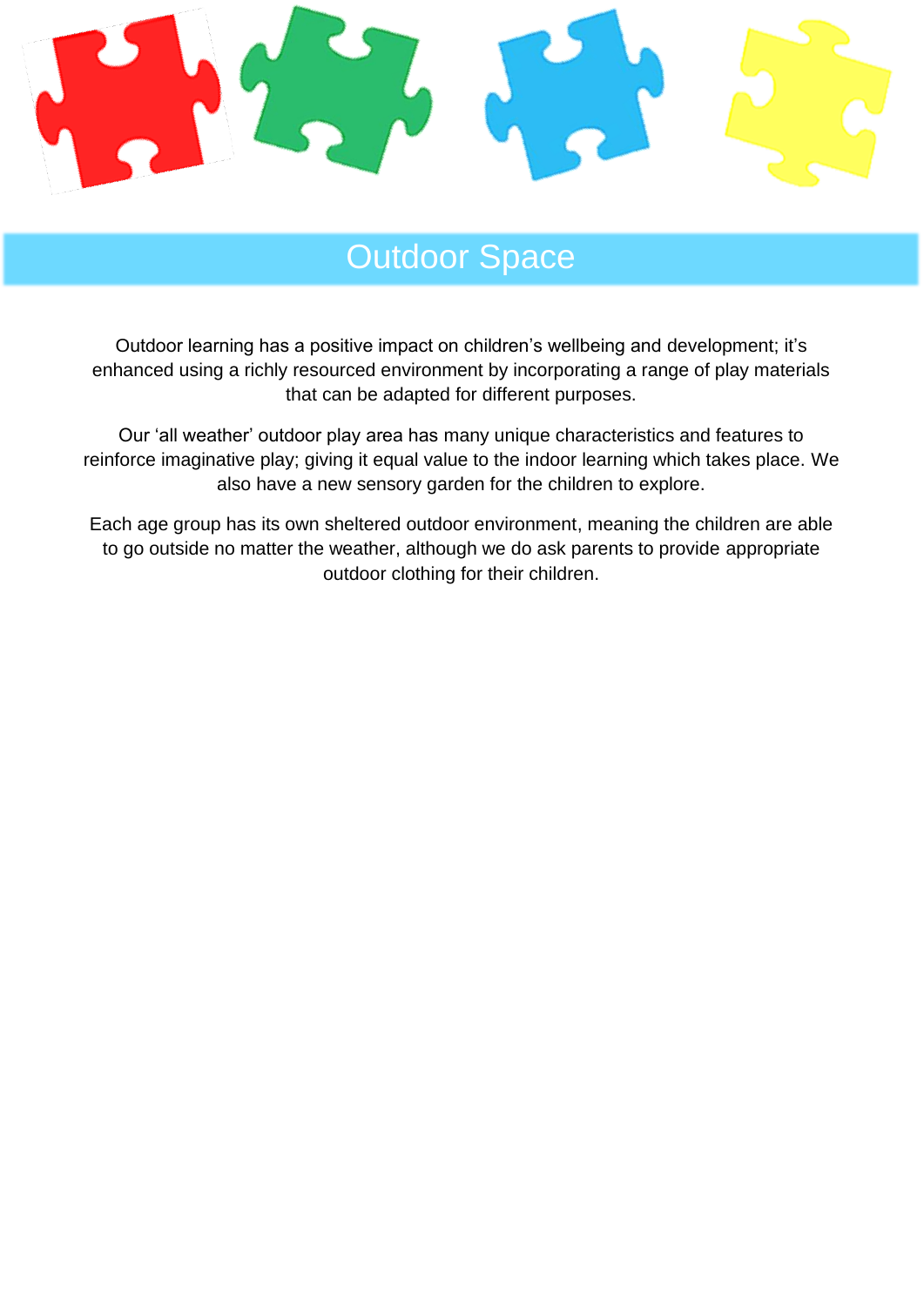# Outdoor Space

Outdoor learning has a positive impact on children's wellbeing and development; it's enhanced using a richly resourced environment by incorporating a range of play materials that can be adapted for different purposes.

Our 'all weather' outdoor play area has many unique characteristics and features to reinforce imaginative play; giving it equal value to the indoor learning which takes place. We also have a new sensory garden for the children to explore.

Each age group has its own sheltered outdoor environment, meaning the children are able to go outside no matter the weather, although we do ask parents to provide appropriate outdoor clothing for their children.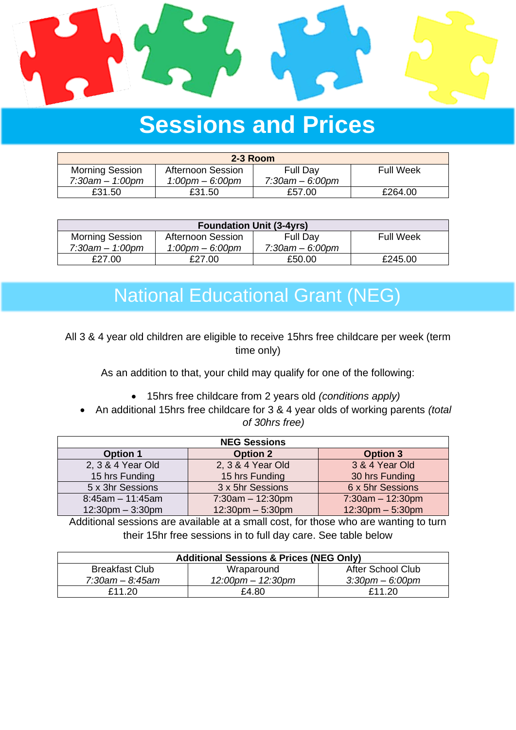# Sessions and Prices

| 2-3 Room | | | |
|---|---|---|---|
| Morning Session *7:30am – 1:00pm* | Afternoon Session *1:00pm – 6:00pm* | Full Day *7:30am – 6:00pm* | Full Week |
| £31.50 | £31.50 | £57.00 | £264.00 |

| Foundation Unit (3-4yrs) | | | |
|---|---|---|---|
| Morning Session *7:30am – 1:00pm* | Afternoon Session *1:00pm – 6:00pm* | Full Day *7:30am – 6:00pm* | Full Week |
| £27.00 | £27.00 | £50.00 | £245.00 |

# National Educational Grant (NEG)

All 3 & 4 year old children are eligible to receive 15hrs free childcare per week (term time only)

As an addition to that, your child may qualify for one of the following:

- 15hrs free childcare from 2 years old *(conditions apply)*
- An additional 15hrs free childcare for 3 & 4 year olds of working parents *(total of 30hrs free)*

| NEG Sessions | | |
|---|---|---|
| **Option 1** | **Option 2** | **Option 3** |
| 2, 3 & 4 Year Old 15 hrs Funding | 2, 3 & 4 Year Old 15 hrs Funding | 3 & 4 Year Old 30 hrs Funding |
| 5 x 3hr Sessions | 3 x 5hr Sessions | 6 x 5hr Sessions |
| 8:45am – 11:45am 12:30pm – 3:30pm | 7:30am – 12:30pm 12:30pm – 5:30pm | 7:30am – 12:30pm 12:30pm – 5:30pm |

Additional sessions are available at a small cost, for those who are wanting to turn their 15hr free sessions in to full day care. See table below

| Additional Sessions & Prices (NEG Only) | | |
|---|---|---|
| Breakfast Club *7:30am – 8:45am* | Wraparound *12:00pm – 12:30pm* | After School Club *3:30pm – 6:00pm* |
| £11.20 | £4.80 | £11.20 |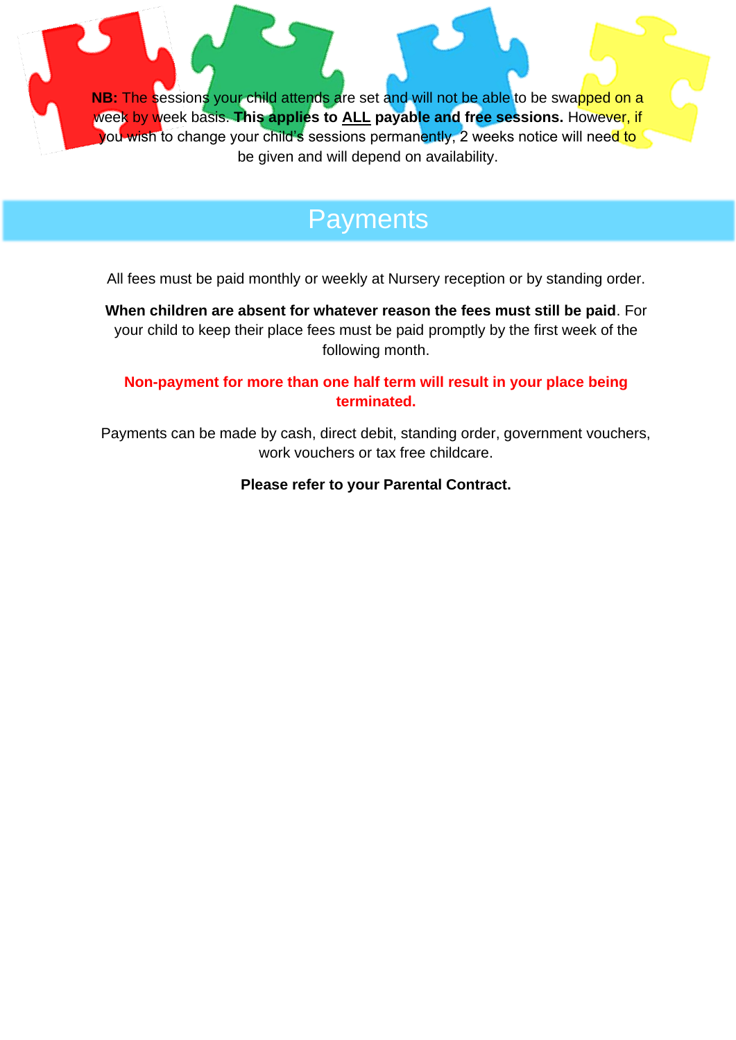**NB:** The sessions your child attends are set and will not be able to be swapped on a week by week basis. **This applies to ALL payable and free sessions.** However, if you wish to change your child's sessions permanently, 2 weeks notice will need to be given and will depend on availability.

## Payments

All fees must be paid monthly or weekly at Nursery reception or by standing order.

**When children are absent for whatever reason the fees must still be paid**. For your child to keep their place fees must be paid promptly by the first week of the following month.

**Non-payment for more than one half term will result in your place being terminated.**

Payments can be made by cash, direct debit, standing order, government vouchers, work vouchers or tax free childcare.

**Please refer to your Parental Contract.**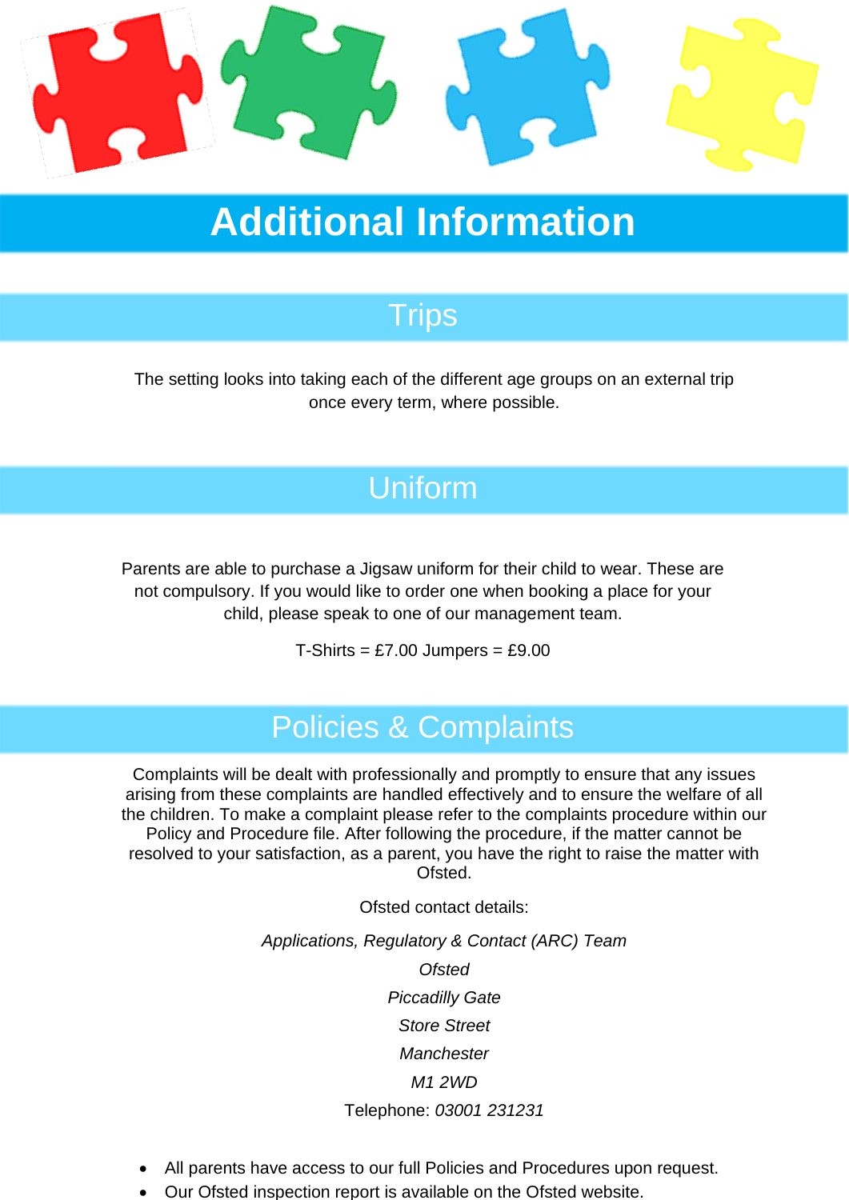# Additional Information

## Trips

The setting looks into taking each of the different age groups on an external trip once every term, where possible.

## Uniform

Parents are able to purchase a Jigsaw uniform for their child to wear. These are not compulsory. If you would like to order one when booking a place for your child, please speak to one of our management team.

T-Shirts = £7.00 Jumpers = £9.00

## Policies & Complaints

Complaints will be dealt with professionally and promptly to ensure that any issues arising from these complaints are handled effectively and to ensure the welfare of all the children. To make a complaint please refer to the complaints procedure within our Policy and Procedure file. After following the procedure, if the matter cannot be resolved to your satisfaction, as a parent, you have the right to raise the matter with Ofsted.

Ofsted contact details:

*Applications, Regulatory & Contact (ARC) Team*

*Ofsted*

*Piccadilly Gate*

*Store Street*

*Manchester*

*M1 2WD*

Telephone: *03001 231231*

- All parents have access to our full Policies and Procedures upon request.
- Our Ofsted inspection report is available on the Ofsted website.